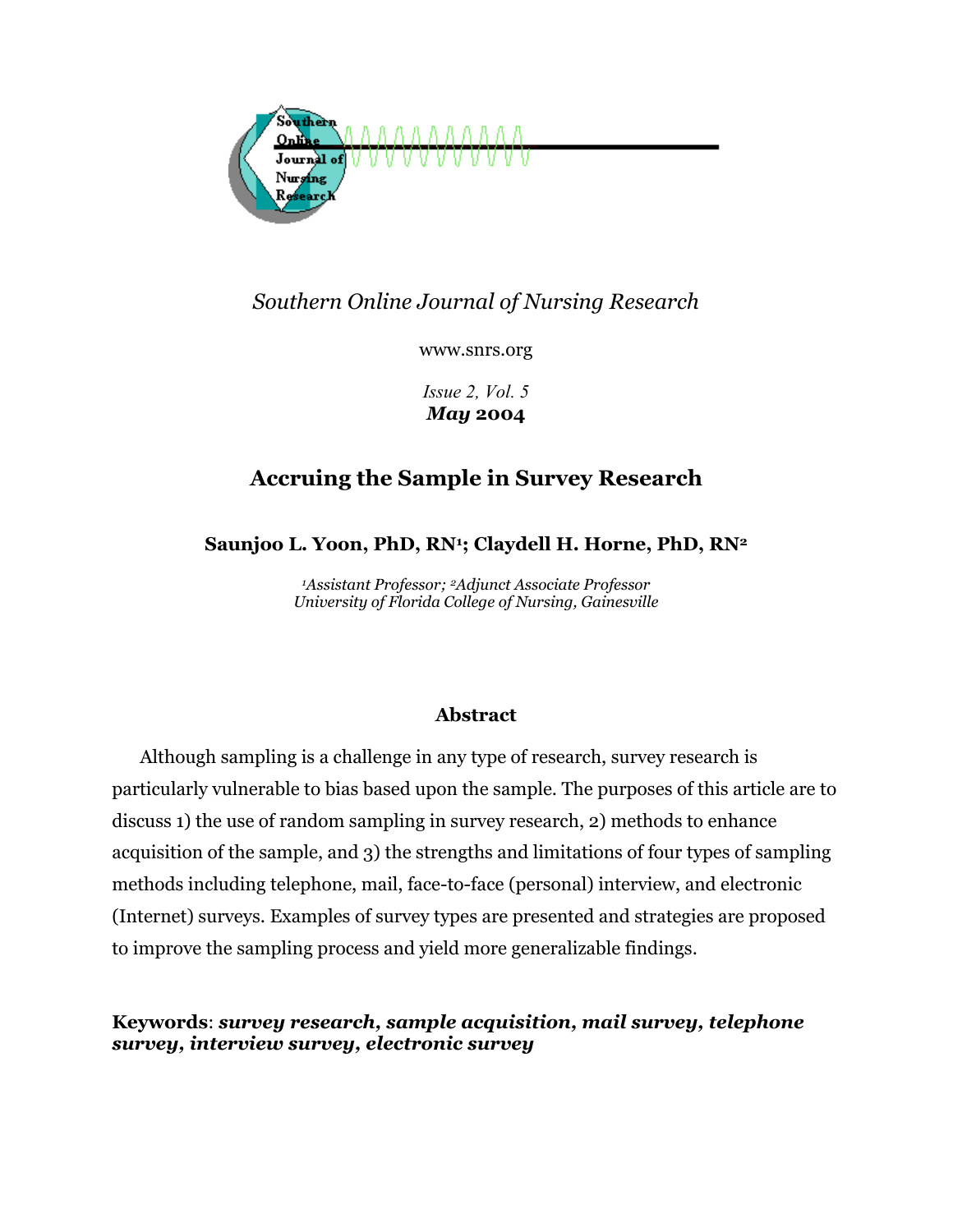*Southern Online Journal of Nursing Research*

www.snrs.org

*Issue 2, Vol. 5*
***May* 2004**

# Accruing the Sample in Survey Research

**Saunjoo L. Yoon, PhD, RN[1]; Claydell H. Horne, PhD, RN[2]**

*[1]Assistant Professor; [2]Adjunct Associate Professor*
*University of Florida College of Nursing, Gainesville*

## Abstract

Although sampling is a challenge in any type of research, survey research is particularly vulnerable to bias based upon the sample. The purposes of this article are to discuss 1) the use of random sampling in survey research, 2) methods to enhance acquisition of the sample, and 3) the strengths and limitations of four types of sampling methods including telephone, mail, face-to-face (personal) interview, and electronic (Internet) surveys. Examples of survey types are presented and strategies are proposed to improve the sampling process and yield more generalizable findings.

**Keywords**: ***survey research, sample acquisition, mail survey, telephone survey, interview survey, electronic survey***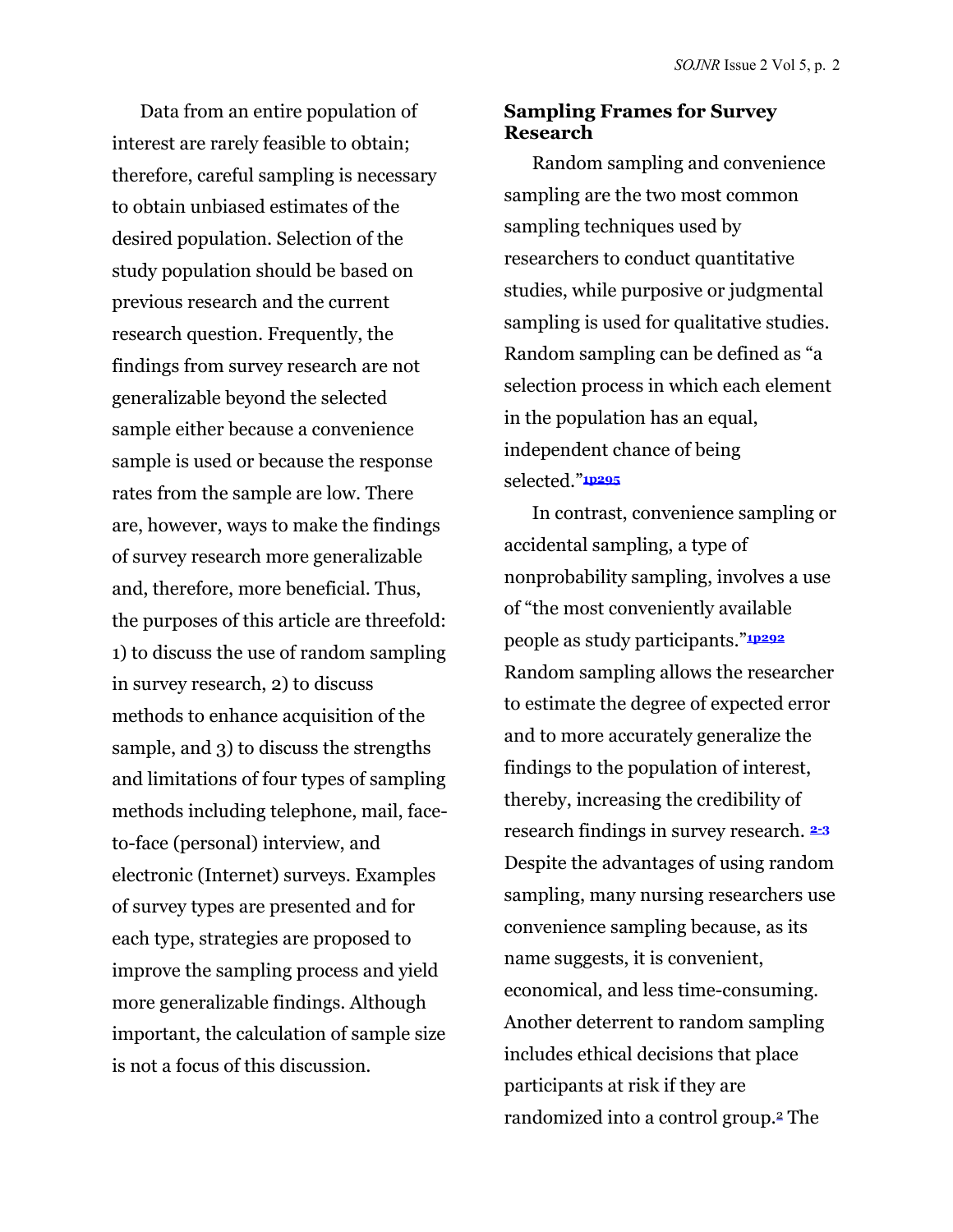Data from an entire population of interest are rarely feasible to obtain; therefore, careful sampling is necessary to obtain unbiased estimates of the desired population. Selection of the study population should be based on previous research and the current research question. Frequently, the findings from survey research are not generalizable beyond the selected sample either because a convenience sample is used or because the response rates from the sample are low. There are, however, ways to make the findings of survey research more generalizable and, therefore, more beneficial. Thus, the purposes of this article are threefold: 1) to discuss the use of random sampling in survey research, 2) to discuss methods to enhance acquisition of the sample, and 3) to discuss the strengths and limitations of four types of sampling methods including telephone, mail, face-to-face (personal) interview, and electronic (Internet) surveys. Examples of survey types are presented and for each type, strategies are proposed to improve the sampling process and yield more generalizable findings. Although important, the calculation of sample size is not a focus of this discussion.

## Sampling Frames for Survey Research

Random sampling and convenience sampling are the two most common sampling techniques used by researchers to conduct quantitative studies, while purposive or judgmental sampling is used for qualitative studies. Random sampling can be defined as "a selection process in which each element in the population has an equal, independent chance of being selected."[1p295]

In contrast, convenience sampling or accidental sampling, a type of nonprobability sampling, involves a use of "the most conveniently available people as study participants."[1p292] Random sampling allows the researcher to estimate the degree of expected error and to more accurately generalize the findings to the population of interest, thereby, increasing the credibility of research findings in survey research. [2-3] Despite the advantages of using random sampling, many nursing researchers use convenience sampling because, as its name suggests, it is convenient, economical, and less time-consuming. Another deterrent to random sampling includes ethical decisions that place participants at risk if they are randomized into a control group.[2] The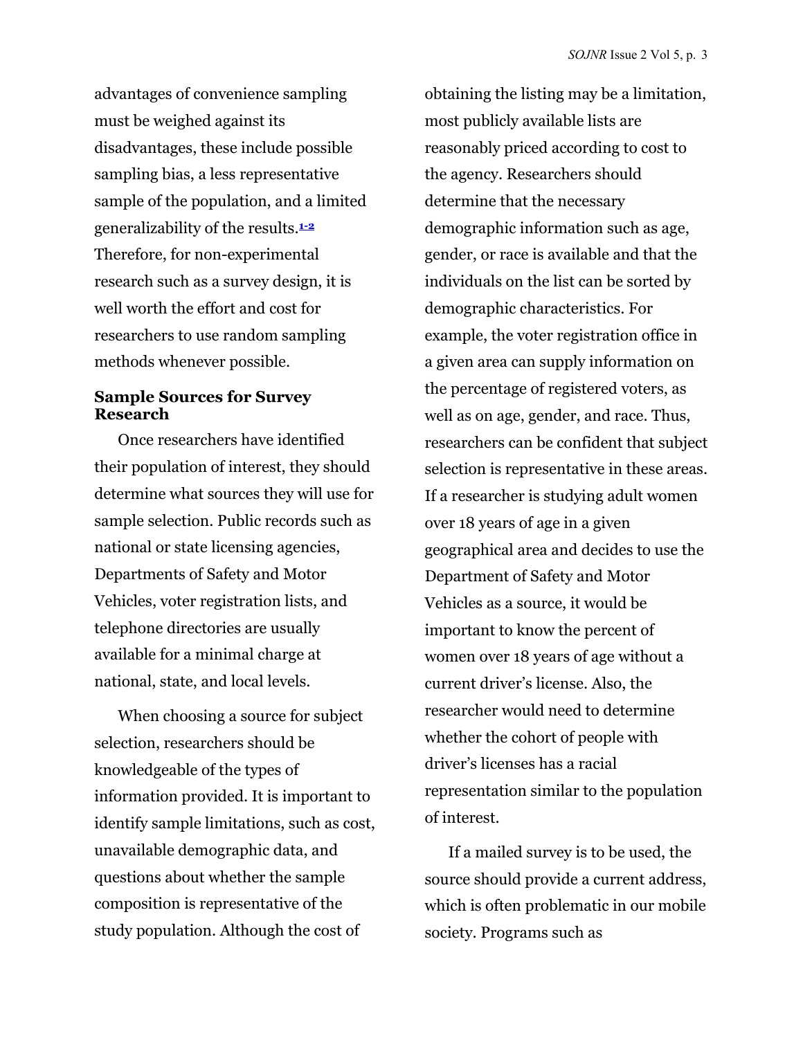advantages of convenience sampling must be weighed against its disadvantages, these include possible sampling bias, a less representative sample of the population, and a limited generalizability of the results.[1-2] Therefore, for non-experimental research such as a survey design, it is well worth the effort and cost for researchers to use random sampling methods whenever possible.

### Sample Sources for Survey Research

Once researchers have identified their population of interest, they should determine what sources they will use for sample selection. Public records such as national or state licensing agencies, Departments of Safety and Motor Vehicles, voter registration lists, and telephone directories are usually available for a minimal charge at national, state, and local levels.

When choosing a source for subject selection, researchers should be knowledgeable of the types of information provided. It is important to identify sample limitations, such as cost, unavailable demographic data, and questions about whether the sample composition is representative of the study population. Although the cost of obtaining the listing may be a limitation, most publicly available lists are reasonably priced according to cost to the agency. Researchers should determine that the necessary demographic information such as age, gender, or race is available and that the individuals on the list can be sorted by demographic characteristics. For example, the voter registration office in a given area can supply information on the percentage of registered voters, as well as on age, gender, and race. Thus, researchers can be confident that subject selection is representative in these areas. If a researcher is studying adult women over 18 years of age in a given geographical area and decides to use the Department of Safety and Motor Vehicles as a source, it would be important to know the percent of women over 18 years of age without a current driver's license. Also, the researcher would need to determine whether the cohort of people with driver's licenses has a racial representation similar to the population of interest.

If a mailed survey is to be used, the source should provide a current address, which is often problematic in our mobile society. Programs such as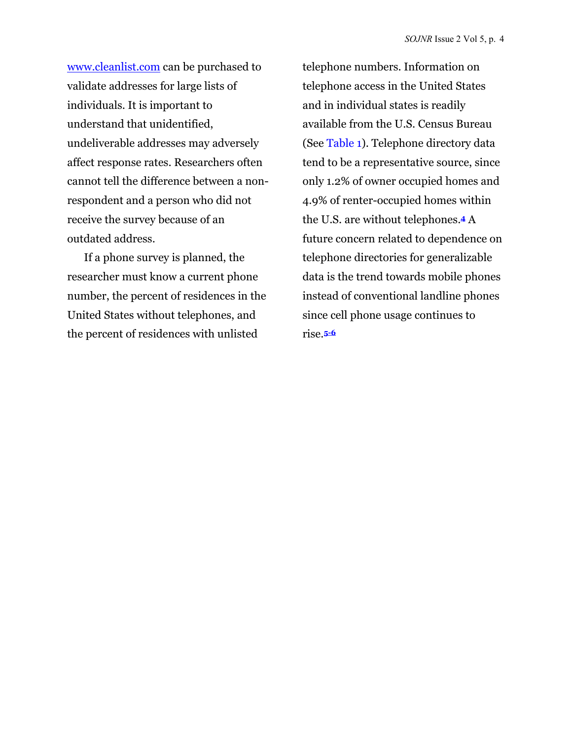www.cleanlist.com can be purchased to validate addresses for large lists of individuals. It is important to understand that unidentified, undeliverable addresses may adversely affect response rates. Researchers often cannot tell the difference between a non-respondent and a person who did not receive the survey because of an outdated address.

If a phone survey is planned, the researcher must know a current phone number, the percent of residences in the United States without telephones, and the percent of residences with unlisted telephone numbers. Information on telephone access in the United States and in individual states is readily available from the U.S. Census Bureau (See Table 1). Telephone directory data tend to be a representative source, since only 1.2% of owner occupied homes and 4.9% of renter-occupied homes within the U.S. are without telephones.[4] A future concern related to dependence on telephone directories for generalizable data is the trend towards mobile phones instead of conventional landline phones since cell phone usage continues to rise.[5-6]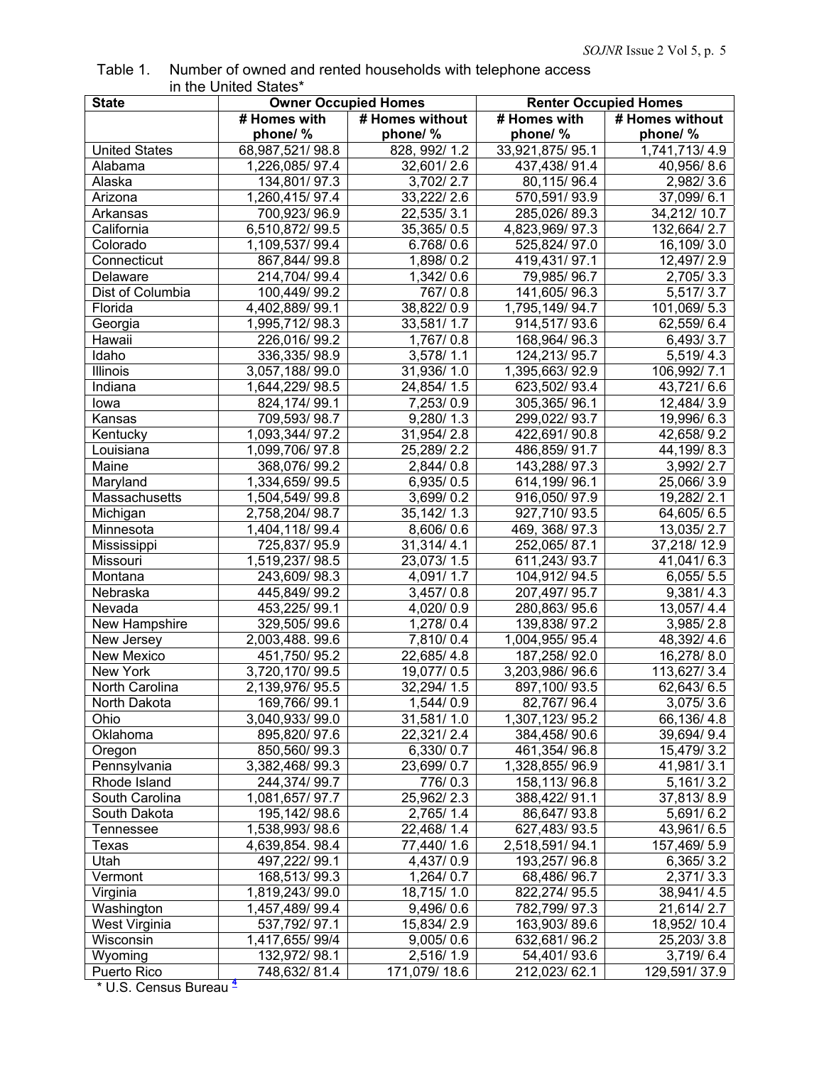Table 1. Number of owned and rented households with telephone access in the United States*

| State | Owner Occupied Homes | | Renter Occupied Homes | |
|---|---|---|---|---|
| | # Homes with phone/ % | # Homes without phone/ % | # Homes with phone/ % | # Homes without phone/ % |
| United States | 68,987,521/ 98.8 | 828, 992/ 1.2 | 33,921,875/ 95.1 | 1,741,713/ 4.9 |
| Alabama | 1,226,085/ 97.4 | 32,601/ 2.6 | 437,438/ 91.4 | 40,956/ 8.6 |
| Alaska | 134,801/ 97.3 | 3,702/ 2.7 | 80,115/ 96.4 | 2,982/ 3.6 |
| Arizona | 1,260,415/ 97.4 | 33,222/ 2.6 | 570,591/ 93.9 | 37,099/ 6.1 |
| Arkansas | 700,923/ 96.9 | 22,535/ 3.1 | 285,026/ 89.3 | 34,212/ 10.7 |
| California | 6,510,872/ 99.5 | 35,365/ 0.5 | 4,823,969/ 97.3 | 132,664/ 2.7 |
| Colorado | 1,109,537/ 99.4 | 6.768/ 0.6 | 525,824/ 97.0 | 16,109/ 3.0 |
| Connecticut | 867,844/ 99.8 | 1,898/ 0.2 | 419,431/ 97.1 | 12,497/ 2.9 |
| Delaware | 214,704/ 99.4 | 1,342/ 0.6 | 79,985/ 96.7 | 2,705/ 3.3 |
| Dist of Columbia | 100,449/ 99.2 | 767/ 0.8 | 141,605/ 96.3 | 5,517/ 3.7 |
| Florida | 4,402,889/ 99.1 | 38,822/ 0.9 | 1,795,149/ 94.7 | 101,069/ 5.3 |
| Georgia | 1,995,712/ 98.3 | 33,581/ 1.7 | 914,517/ 93.6 | 62,559/ 6.4 |
| Hawaii | 226,016/ 99.2 | 1,767/ 0.8 | 168,964/ 96.3 | 6,493/ 3.7 |
| Idaho | 336,335/ 98.9 | 3,578/ 1.1 | 124,213/ 95.7 | 5,519/ 4.3 |
| Illinois | 3,057,188/ 99.0 | 31,936/ 1.0 | 1,395,663/ 92.9 | 106,992/ 7.1 |
| Indiana | 1,644,229/ 98.5 | 24,854/ 1.5 | 623,502/ 93.4 | 43,721/ 6.6 |
| Iowa | 824,174/ 99.1 | 7,253/ 0.9 | 305,365/ 96.1 | 12,484/ 3.9 |
| Kansas | 709,593/ 98.7 | 9,280/ 1.3 | 299,022/ 93.7 | 19,996/ 6.3 |
| Kentucky | 1,093,344/ 97.2 | 31,954/ 2.8 | 422,691/ 90.8 | 42,658/ 9.2 |
| Louisiana | 1,099,706/ 97.8 | 25,289/ 2.2 | 486,859/ 91.7 | 44,199/ 8.3 |
| Maine | 368,076/ 99.2 | 2,844/ 0.8 | 143,288/ 97.3 | 3,992/ 2.7 |
| Maryland | 1,334,659/ 99.5 | 6,935/ 0.5 | 614,199/ 96.1 | 25,066/ 3.9 |
| Massachusetts | 1,504,549/ 99.8 | 3,699/ 0.2 | 916,050/ 97.9 | 19,282/ 2.1 |
| Michigan | 2,758,204/ 98.7 | 35,142/ 1.3 | 927,710/ 93.5 | 64,605/ 6.5 |
| Minnesota | 1,404,118/ 99.4 | 8,606/ 0.6 | 469, 368/ 97.3 | 13,035/ 2.7 |
| Mississippi | 725,837/ 95.9 | 31,314/ 4.1 | 252,065/ 87.1 | 37,218/ 12.9 |
| Missouri | 1,519,237/ 98.5 | 23,073/ 1.5 | 611,243/ 93.7 | 41,041/ 6.3 |
| Montana | 243,609/ 98.3 | 4,091/ 1.7 | 104,912/ 94.5 | 6,055/ 5.5 |
| Nebraska | 445,849/ 99.2 | 3,457/ 0.8 | 207,497/ 95.7 | 9,381/ 4.3 |
| Nevada | 453,225/ 99.1 | 4,020/ 0.9 | 280,863/ 95.6 | 13,057/ 4.4 |
| New Hampshire | 329,505/ 99.6 | 1,278/ 0.4 | 139,838/ 97.2 | 3,985/ 2.8 |
| New Jersey | 2,003,488. 99.6 | 7,810/ 0.4 | 1,004,955/ 95.4 | 48,392/ 4.6 |
| New Mexico | 451,750/ 95.2 | 22,685/ 4.8 | 187,258/ 92.0 | 16,278/ 8.0 |
| New York | 3,720,170/ 99.5 | 19,077/ 0.5 | 3,203,986/ 96.6 | 113,627/ 3.4 |
| North Carolina | 2,139,976/ 95.5 | 32,294/ 1.5 | 897,100/ 93.5 | 62,643/ 6.5 |
| North Dakota | 169,766/ 99.1 | 1,544/ 0.9 | 82,767/ 96.4 | 3,075/ 3.6 |
| Ohio | 3,040,933/ 99.0 | 31,581/ 1.0 | 1,307,123/ 95.2 | 66,136/ 4.8 |
| Oklahoma | 895,820/ 97.6 | 22,321/ 2.4 | 384,458/ 90.6 | 39,694/ 9.4 |
| Oregon | 850,560/ 99.3 | 6,330/ 0.7 | 461,354/ 96.8 | 15,479/ 3.2 |
| Pennsylvania | 3,382,468/ 99.3 | 23,699/ 0.7 | 1,328,855/ 96.9 | 41,981/ 3.1 |
| Rhode Island | 244,374/ 99.7 | 776/ 0.3 | 158,113/ 96.8 | 5,161/ 3.2 |
| South Carolina | 1,081,657/ 97.7 | 25,962/ 2.3 | 388,422/ 91.1 | 37,813/ 8.9 |
| South Dakota | 195,142/ 98.6 | 2,765/ 1.4 | 86,647/ 93.8 | 5,691/ 6.2 |
| Tennessee | 1,538,993/ 98.6 | 22,468/ 1.4 | 627,483/ 93.5 | 43,961/ 6.5 |
| Texas | 4,639,854. 98.4 | 77,440/ 1.6 | 2,518,591/ 94.1 | 157,469/ 5.9 |
| Utah | 497,222/ 99.1 | 4,437/ 0.9 | 193,257/ 96.8 | 6,365/ 3.2 |
| Vermont | 168,513/ 99.3 | 1,264/ 0.7 | 68,486/ 96.7 | 2,371/ 3.3 |
| Virginia | 1,819,243/ 99.0 | 18,715/ 1.0 | 822,274/ 95.5 | 38,941/ 4.5 |
| Washington | 1,457,489/ 99.4 | 9,496/ 0.6 | 782,799/ 97.3 | 21,614/ 2.7 |
| West Virginia | 537,792/ 97.1 | 15,834/ 2.9 | 163,903/ 89.6 | 18,952/ 10.4 |
| Wisconsin | 1,417,655/ 99/4 | 9,005/ 0.6 | 632,681/ 96.2 | 25,203/ 3.8 |
| Wyoming | 132,972/ 98.1 | 2,516/ 1.9 | 54,401/ 93.6 | 3,719/ 6.4 |
| Puerto Rico | 748,632/ 81.4 | 171,079/ 18.6 | 212,023/ 62.1 | 129,591/ 37.9 |

* U.S. Census Bureau [4]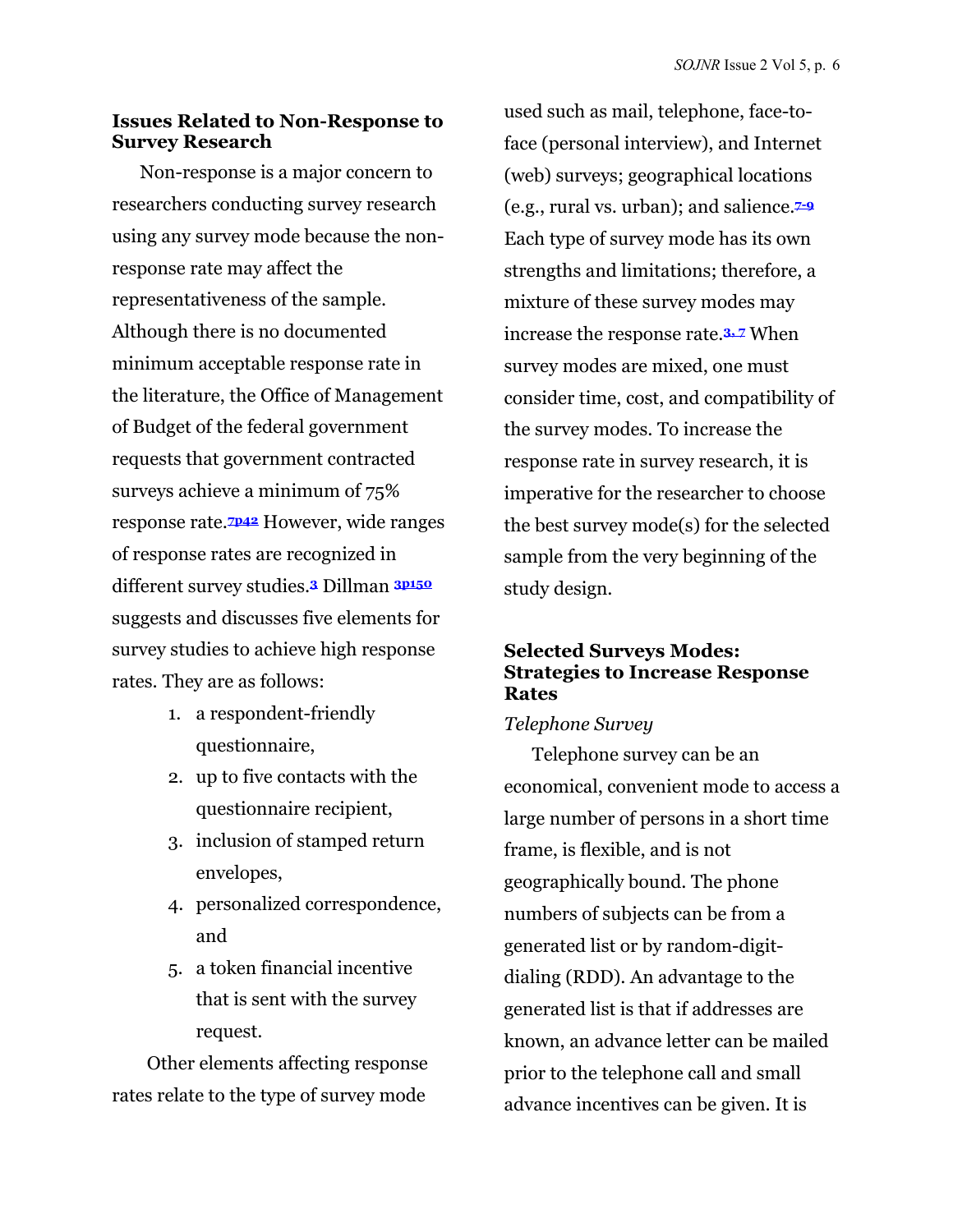## Issues Related to Non-Response to Survey Research

Non-response is a major concern to researchers conducting survey research using any survey mode because the non-response rate may affect the representativeness of the sample. Although there is no documented minimum acceptable response rate in the literature, the Office of Management of Budget of the federal government requests that government contracted surveys achieve a minimum of 75% response rate.[7p42] However, wide ranges of response rates are recognized in different survey studies.[3] Dillman [3p150] suggests and discusses five elements for survey studies to achieve high response rates. They are as follows:

1. a respondent-friendly questionnaire,
2. up to five contacts with the questionnaire recipient,
3. inclusion of stamped return envelopes,
4. personalized correspondence, and
5. a token financial incentive that is sent with the survey request.

Other elements affecting response rates relate to the type of survey mode used such as mail, telephone, face-to-face (personal interview), and Internet (web) surveys; geographical locations (e.g., rural vs. urban); and salience.[7-9] Each type of survey mode has its own strengths and limitations; therefore, a mixture of these survey modes may increase the response rate.[3, 7] When survey modes are mixed, one must consider time, cost, and compatibility of the survey modes. To increase the response rate in survey research, it is imperative for the researcher to choose the best survey mode(s) for the selected sample from the very beginning of the study design.

## Selected Surveys Modes: Strategies to Increase Response Rates

*Telephone Survey*

Telephone survey can be an economical, convenient mode to access a large number of persons in a short time frame, is flexible, and is not geographically bound. The phone numbers of subjects can be from a generated list or by random-digit-dialing (RDD). An advantage to the generated list is that if addresses are known, an advance letter can be mailed prior to the telephone call and small advance incentives can be given. It is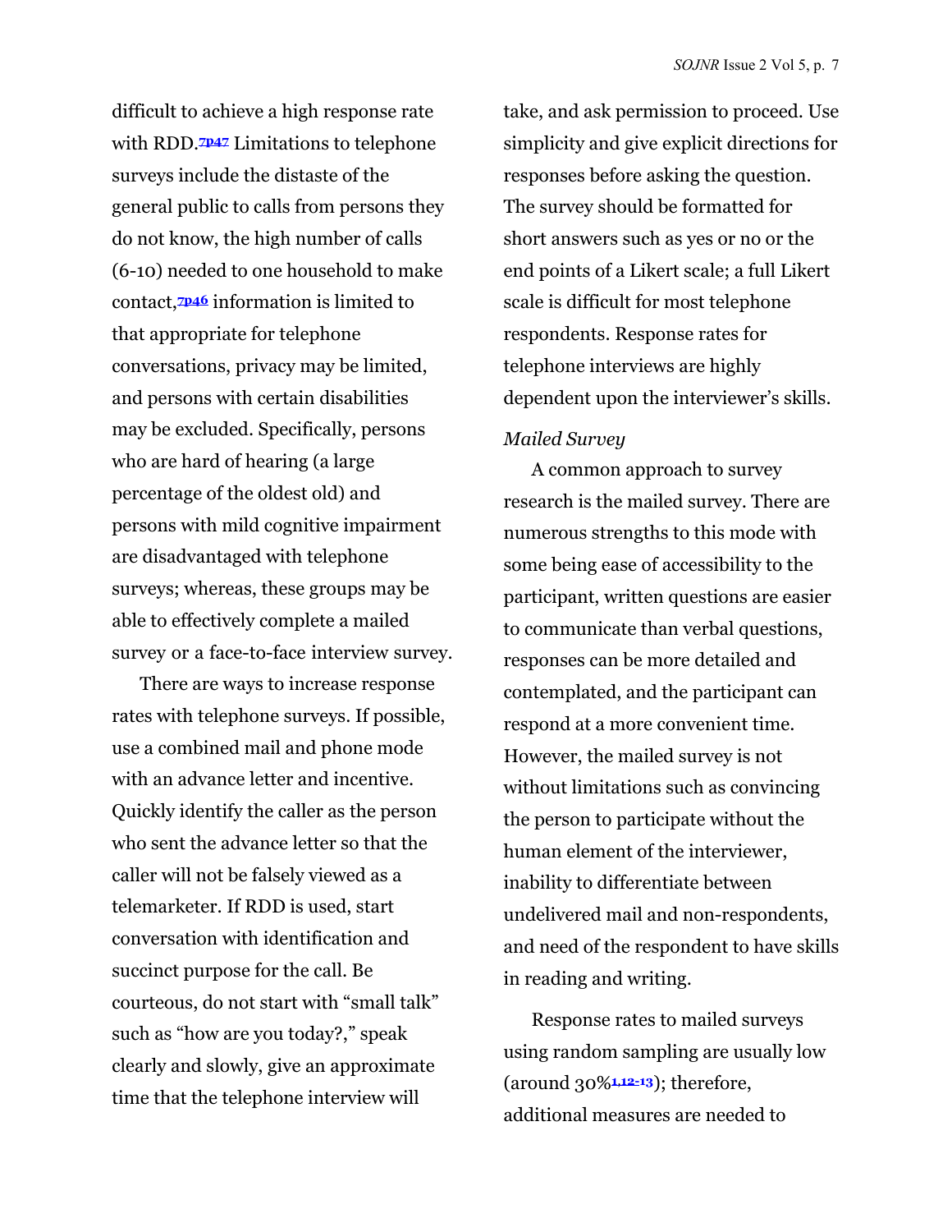difficult to achieve a high response rate with RDD.[7p47] Limitations to telephone surveys include the distaste of the general public to calls from persons they do not know, the high number of calls (6-10) needed to one household to make contact,[7p46] information is limited to that appropriate for telephone conversations, privacy may be limited, and persons with certain disabilities may be excluded. Specifically, persons who are hard of hearing (a large percentage of the oldest old) and persons with mild cognitive impairment are disadvantaged with telephone surveys; whereas, these groups may be able to effectively complete a mailed survey or a face-to-face interview survey.

There are ways to increase response rates with telephone surveys. If possible, use a combined mail and phone mode with an advance letter and incentive. Quickly identify the caller as the person who sent the advance letter so that the caller will not be falsely viewed as a telemarketer. If RDD is used, start conversation with identification and succinct purpose for the call. Be courteous, do not start with "small talk" such as "how are you today?," speak clearly and slowly, give an approximate time that the telephone interview will take, and ask permission to proceed. Use simplicity and give explicit directions for responses before asking the question. The survey should be formatted for short answers such as yes or no or the end points of a Likert scale; a full Likert scale is difficult for most telephone respondents. Response rates for telephone interviews are highly dependent upon the interviewer's skills.

*Mailed Survey*

A common approach to survey research is the mailed survey. There are numerous strengths to this mode with some being ease of accessibility to the participant, written questions are easier to communicate than verbal questions, responses can be more detailed and contemplated, and the participant can respond at a more convenient time. However, the mailed survey is not without limitations such as convincing the person to participate without the human element of the interviewer, inability to differentiate between undelivered mail and non-respondents, and need of the respondent to have skills in reading and writing.

Response rates to mailed surveys using random sampling are usually low (around 30%[1,12-13]); therefore, additional measures are needed to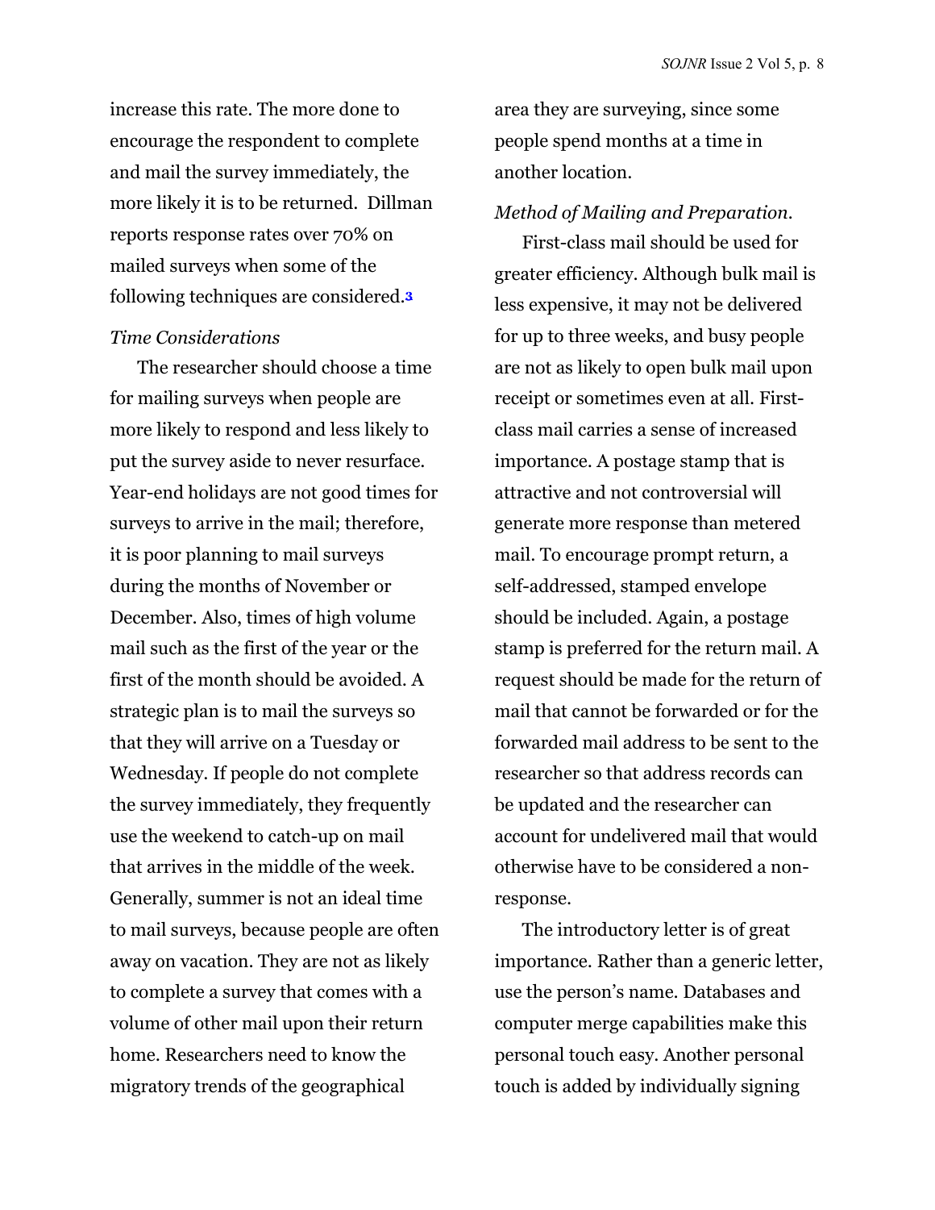increase this rate. The more done to encourage the respondent to complete and mail the survey immediately, the more likely it is to be returned. Dillman reports response rates over 70% on mailed surveys when some of the following techniques are considered.[3]

*Time Considerations*

The researcher should choose a time for mailing surveys when people are more likely to respond and less likely to put the survey aside to never resurface. Year-end holidays are not good times for surveys to arrive in the mail; therefore, it is poor planning to mail surveys during the months of November or December. Also, times of high volume mail such as the first of the year or the first of the month should be avoided. A strategic plan is to mail the surveys so that they will arrive on a Tuesday or Wednesday. If people do not complete the survey immediately, they frequently use the weekend to catch-up on mail that arrives in the middle of the week. Generally, summer is not an ideal time to mail surveys, because people are often away on vacation. They are not as likely to complete a survey that comes with a volume of other mail upon their return home. Researchers need to know the migratory trends of the geographical area they are surveying, since some people spend months at a time in another location.

*Method of Mailing and Preparation.*

First-class mail should be used for greater efficiency. Although bulk mail is less expensive, it may not be delivered for up to three weeks, and busy people are not as likely to open bulk mail upon receipt or sometimes even at all. First-class mail carries a sense of increased importance. A postage stamp that is attractive and not controversial will generate more response than metered mail. To encourage prompt return, a self-addressed, stamped envelope should be included. Again, a postage stamp is preferred for the return mail. A request should be made for the return of mail that cannot be forwarded or for the forwarded mail address to be sent to the researcher so that address records can be updated and the researcher can account for undelivered mail that would otherwise have to be considered a non-response.

The introductory letter is of great importance. Rather than a generic letter, use the person's name. Databases and computer merge capabilities make this personal touch easy. Another personal touch is added by individually signing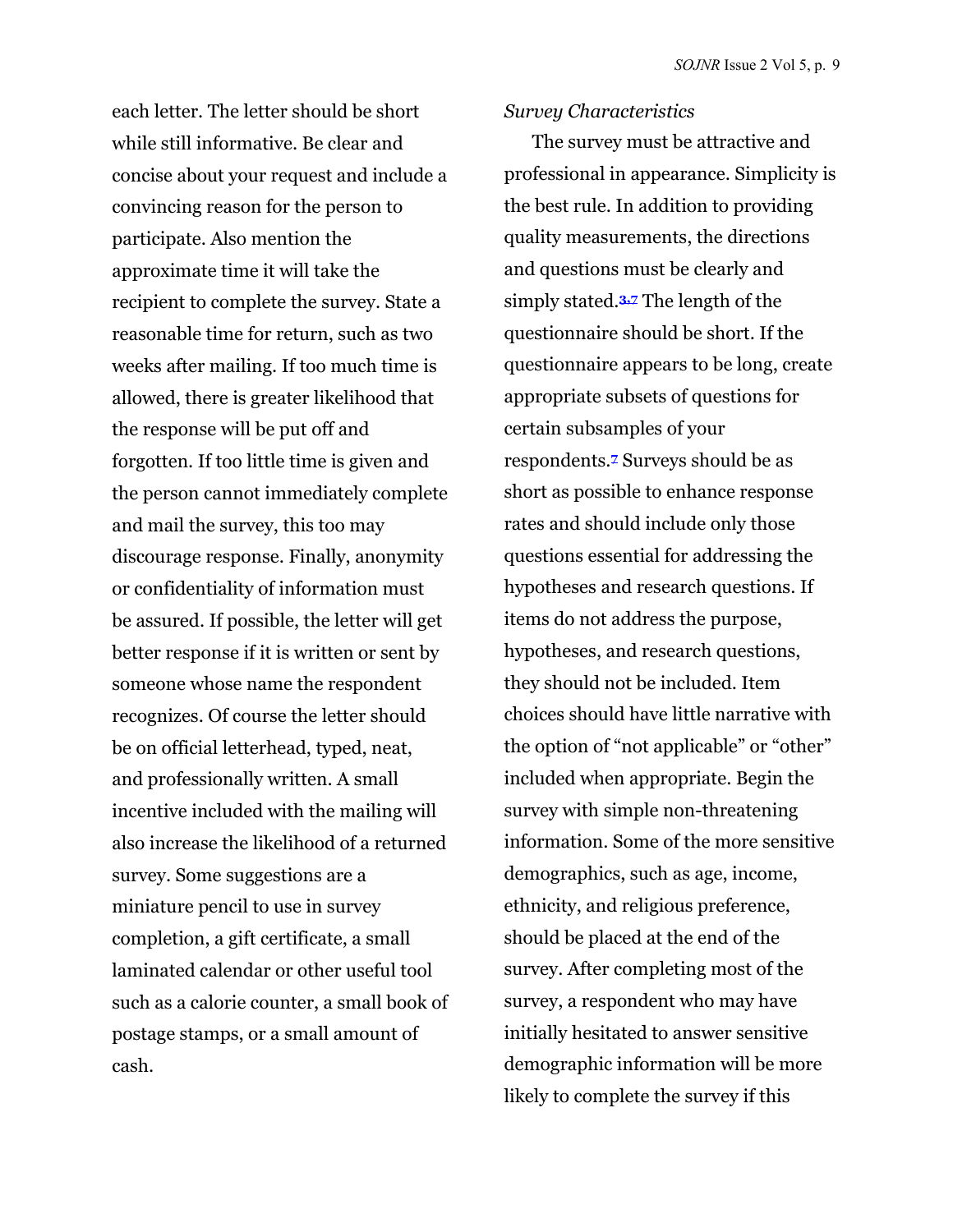each letter. The letter should be short while still informative. Be clear and concise about your request and include a convincing reason for the person to participate. Also mention the approximate time it will take the recipient to complete the survey. State a reasonable time for return, such as two weeks after mailing. If too much time is allowed, there is greater likelihood that the response will be put off and forgotten. If too little time is given and the person cannot immediately complete and mail the survey, this too may discourage response. Finally, anonymity or confidentiality of information must be assured. If possible, the letter will get better response if it is written or sent by someone whose name the respondent recognizes. Of course the letter should be on official letterhead, typed, neat, and professionally written. A small incentive included with the mailing will also increase the likelihood of a returned survey. Some suggestions are a miniature pencil to use in survey completion, a gift certificate, a small laminated calendar or other useful tool such as a calorie counter, a small book of postage stamps, or a small amount of cash.

*Survey Characteristics*

The survey must be attractive and professional in appearance. Simplicity is the best rule. In addition to providing quality measurements, the directions and questions must be clearly and simply stated.[3,7] The length of the questionnaire should be short. If the questionnaire appears to be long, create appropriate subsets of questions for certain subsamples of your respondents.[7] Surveys should be as short as possible to enhance response rates and should include only those questions essential for addressing the hypotheses and research questions. If items do not address the purpose, hypotheses, and research questions, they should not be included. Item choices should have little narrative with the option of "not applicable" or "other" included when appropriate. Begin the survey with simple non-threatening information. Some of the more sensitive demographics, such as age, income, ethnicity, and religious preference, should be placed at the end of the survey. After completing most of the survey, a respondent who may have initially hesitated to answer sensitive demographic information will be more likely to complete the survey if this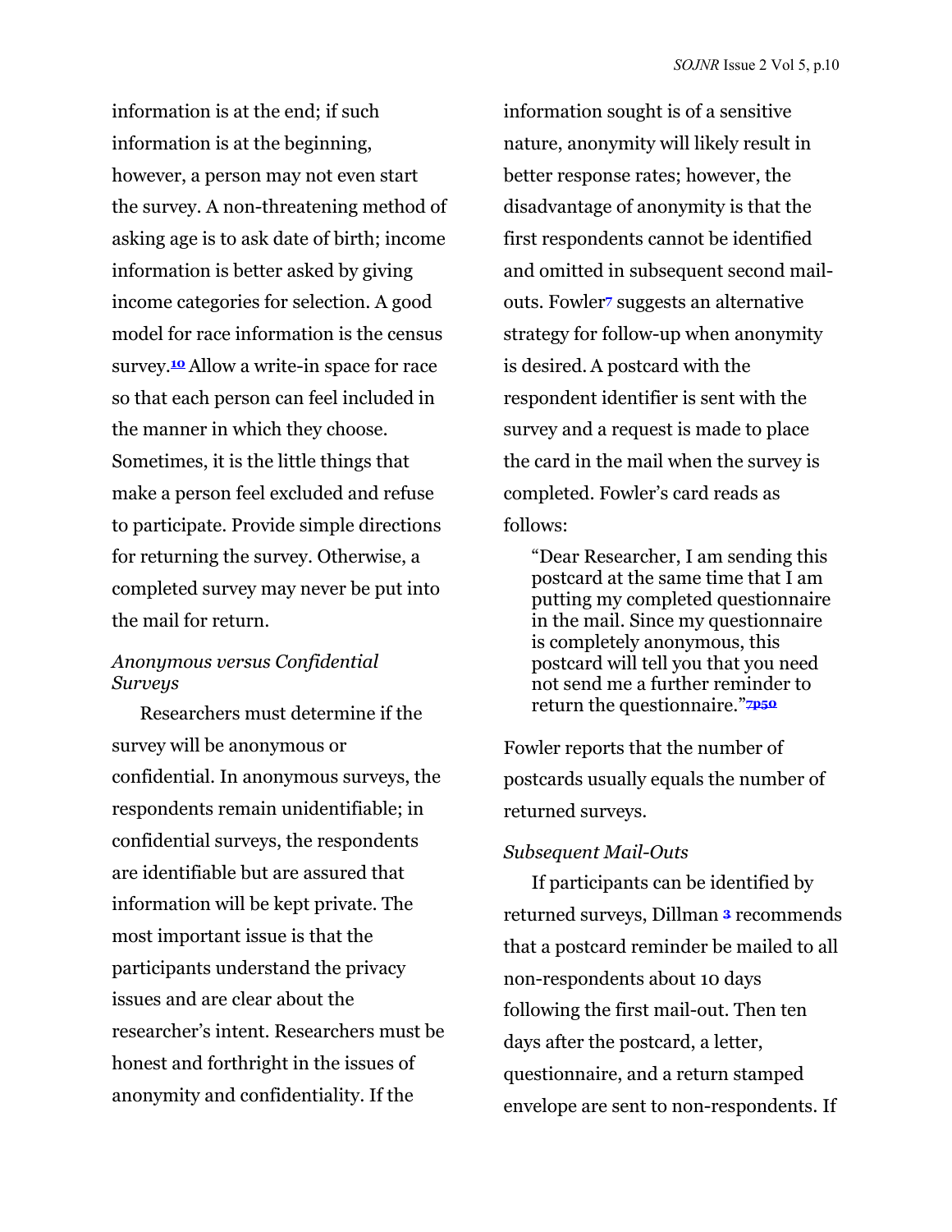information is at the end; if such information is at the beginning, however, a person may not even start the survey. A non-threatening method of asking age is to ask date of birth; income information is better asked by giving income categories for selection. A good model for race information is the census survey.[10] Allow a write-in space for race so that each person can feel included in the manner in which they choose. Sometimes, it is the little things that make a person feel excluded and refuse to participate. Provide simple directions for returning the survey. Otherwise, a completed survey may never be put into the mail for return.

*Anonymous versus Confidential Surveys*

Researchers must determine if the survey will be anonymous or confidential. In anonymous surveys, the respondents remain unidentifiable; in confidential surveys, the respondents are identifiable but are assured that information will be kept private. The most important issue is that the participants understand the privacy issues and are clear about the researcher's intent. Researchers must be honest and forthright in the issues of anonymity and confidentiality. If the information sought is of a sensitive nature, anonymity will likely result in better response rates; however, the disadvantage of anonymity is that the first respondents cannot be identified and omitted in subsequent second mail-outs. Fowler[7] suggests an alternative strategy for follow-up when anonymity is desired. A postcard with the respondent identifier is sent with the survey and a request is made to place the card in the mail when the survey is completed. Fowler's card reads as follows:

> "Dear Researcher, I am sending this postcard at the same time that I am putting my completed questionnaire in the mail. Since my questionnaire is completely anonymous, this postcard will tell you that you need not send me a further reminder to return the questionnaire."[7p50]

Fowler reports that the number of postcards usually equals the number of returned surveys.

*Subsequent Mail-Outs*

If participants can be identified by returned surveys, Dillman [3] recommends that a postcard reminder be mailed to all non-respondents about 10 days following the first mail-out. Then ten days after the postcard, a letter, questionnaire, and a return stamped envelope are sent to non-respondents. If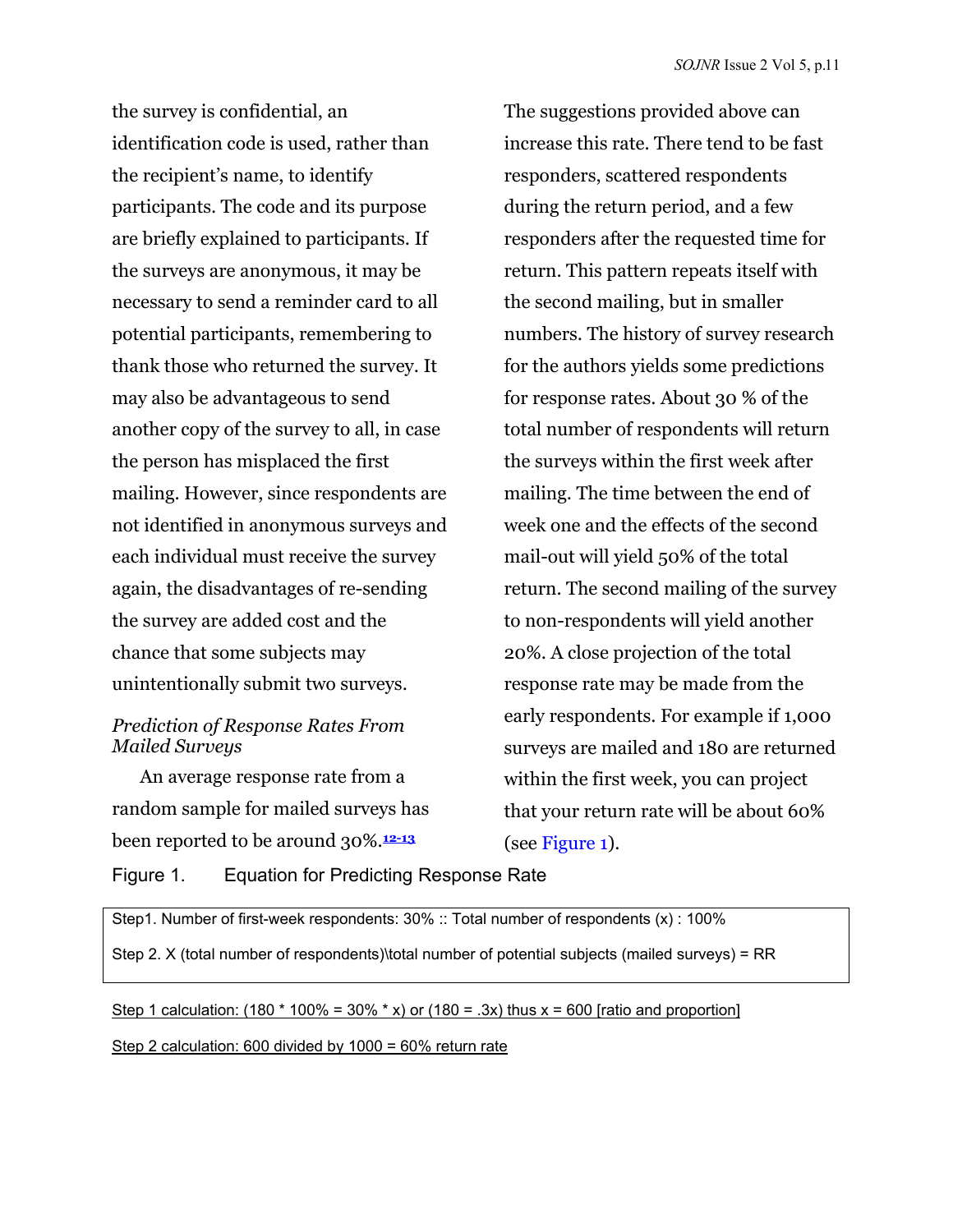the survey is confidential, an identification code is used, rather than the recipient's name, to identify participants. The code and its purpose are briefly explained to participants. If the surveys are anonymous, it may be necessary to send a reminder card to all potential participants, remembering to thank those who returned the survey. It may also be advantageous to send another copy of the survey to all, in case the person has misplaced the first mailing. However, since respondents are not identified in anonymous surveys and each individual must receive the survey again, the disadvantages of re-sending the survey are added cost and the chance that some subjects may unintentionally submit two surveys.

### *Prediction of Response Rates From Mailed Surveys*

An average response rate from a random sample for mailed surveys has been reported to be around 30%.[12-13] The suggestions provided above can increase this rate. There tend to be fast responders, scattered respondents during the return period, and a few responders after the requested time for return. This pattern repeats itself with the second mailing, but in smaller numbers. The history of survey research for the authors yields some predictions for response rates. About 30 % of the total number of respondents will return the surveys within the first week after mailing. The time between the end of week one and the effects of the second mail-out will yield 50% of the total return. The second mailing of the survey to non-respondents will yield another 20%. A close projection of the total response rate may be made from the early respondents. For example if 1,000 surveys are mailed and 180 are returned within the first week, you can project that your return rate will be about 60% (see Figure 1).

Figure 1. Equation for Predicting Response Rate

Step1. Number of first-week respondents: 30% :: Total number of respondents (x) : 100%

Step 2. X (total number of respondents)\total number of potential subjects (mailed surveys) = RR

Step 1 calculation: (180 * 100% = 30% * x) or (180 = .3x) thus x = 600 [ratio and proportion]

Step 2 calculation: 600 divided by 1000 = 60% return rate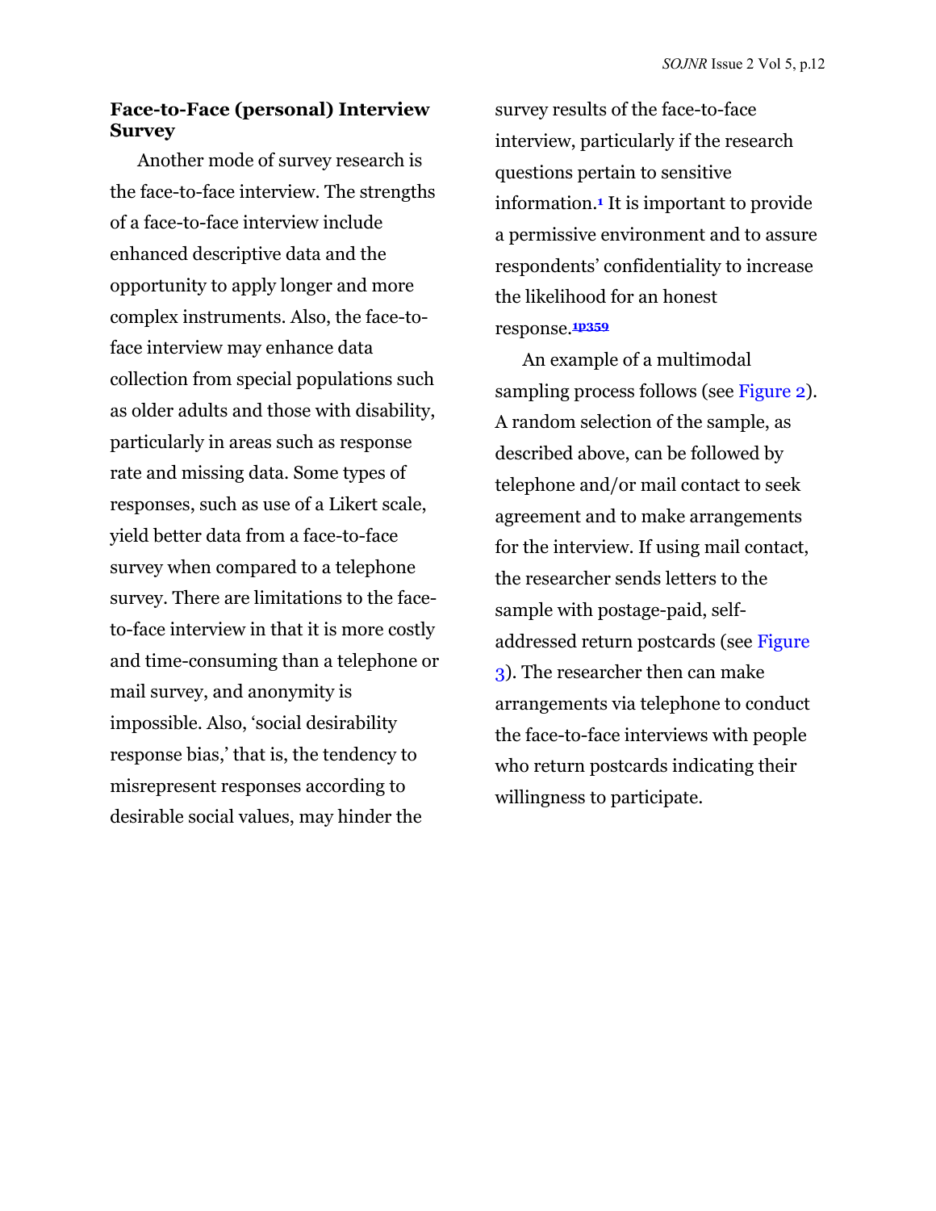### Face-to-Face (personal) Interview Survey

Another mode of survey research is the face-to-face interview. The strengths of a face-to-face interview include enhanced descriptive data and the opportunity to apply longer and more complex instruments. Also, the face-to-face interview may enhance data collection from special populations such as older adults and those with disability, particularly in areas such as response rate and missing data. Some types of responses, such as use of a Likert scale, yield better data from a face-to-face survey when compared to a telephone survey. There are limitations to the face-to-face interview in that it is more costly and time-consuming than a telephone or mail survey, and anonymity is impossible. Also, 'social desirability response bias,' that is, the tendency to misrepresent responses according to desirable social values, may hinder the survey results of the face-to-face interview, particularly if the research questions pertain to sensitive information.[1] It is important to provide a permissive environment and to assure respondents' confidentiality to increase the likelihood for an honest response.[1p359]

An example of a multimodal sampling process follows (see Figure 2). A random selection of the sample, as described above, can be followed by telephone and/or mail contact to seek agreement and to make arrangements for the interview. If using mail contact, the researcher sends letters to the sample with postage-paid, self-addressed return postcards (see Figure 3). The researcher then can make arrangements via telephone to conduct the face-to-face interviews with people who return postcards indicating their willingness to participate.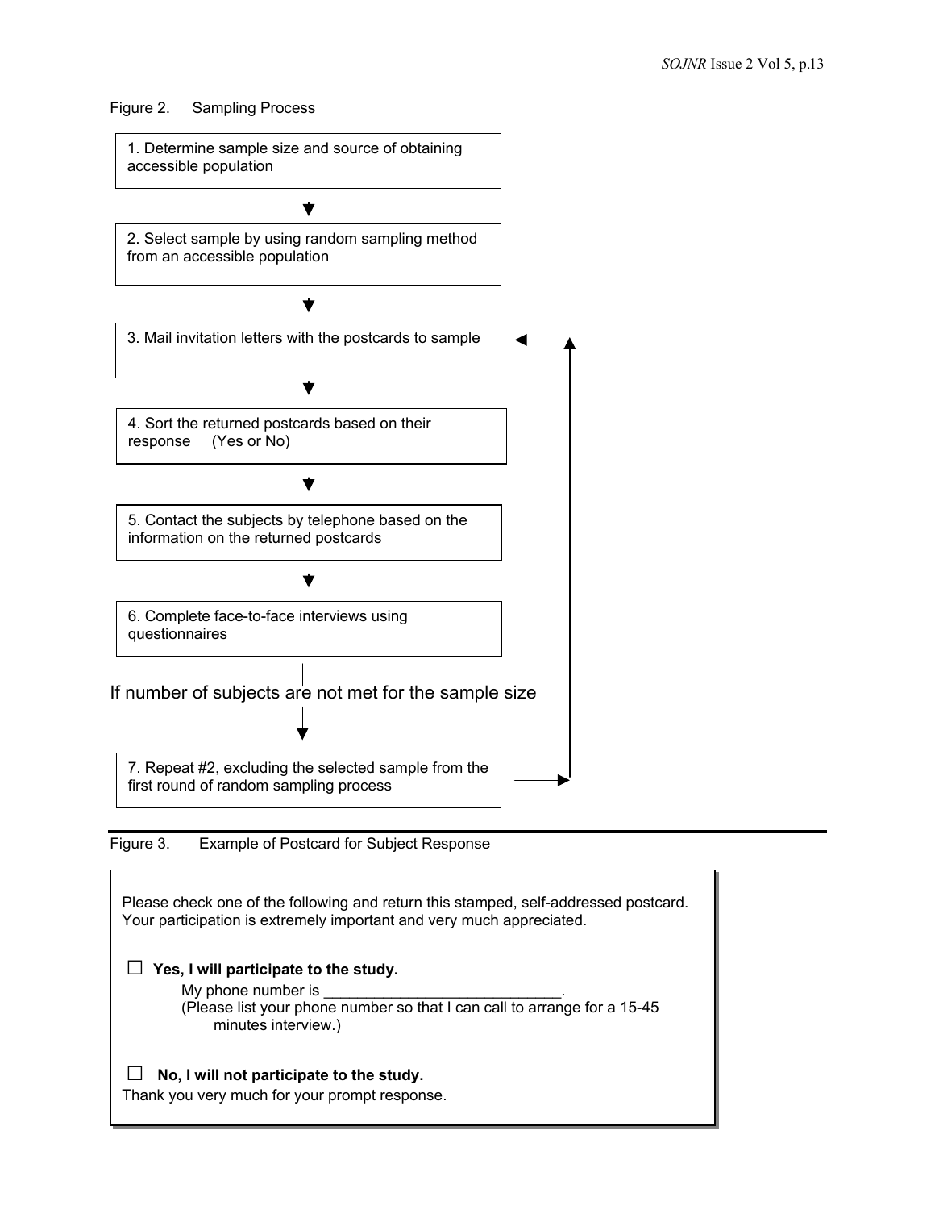Figure 2. Sampling Process

1. Determine sample size and source of obtaining accessible population

↓

2. Select sample by using random sampling method from an accessible population

↓

3. Mail invitation letters with the postcards to sample

↓

4. Sort the returned postcards based on their response (Yes or No)

↓

5. Contact the subjects by telephone based on the information on the returned postcards

↓

6. Complete face-to-face interviews using questionnaires

If number of subjects are not met for the sample size

↓

7. Repeat #2, excluding the selected sample from the first round of random sampling process

(→ return to step 3)

Figure 3. Example of Postcard for Subject Response

Please check one of the following and return this stamped, self-addressed postcard. Your participation is extremely important and very much appreciated.

☐ **Yes, I will participate to the study.**

My phone number is ____________________________.
(Please list your phone number so that I can call to arrange for a 15-45 minutes interview.)

☐ **No, I will not participate to the study.**

Thank you very much for your prompt response.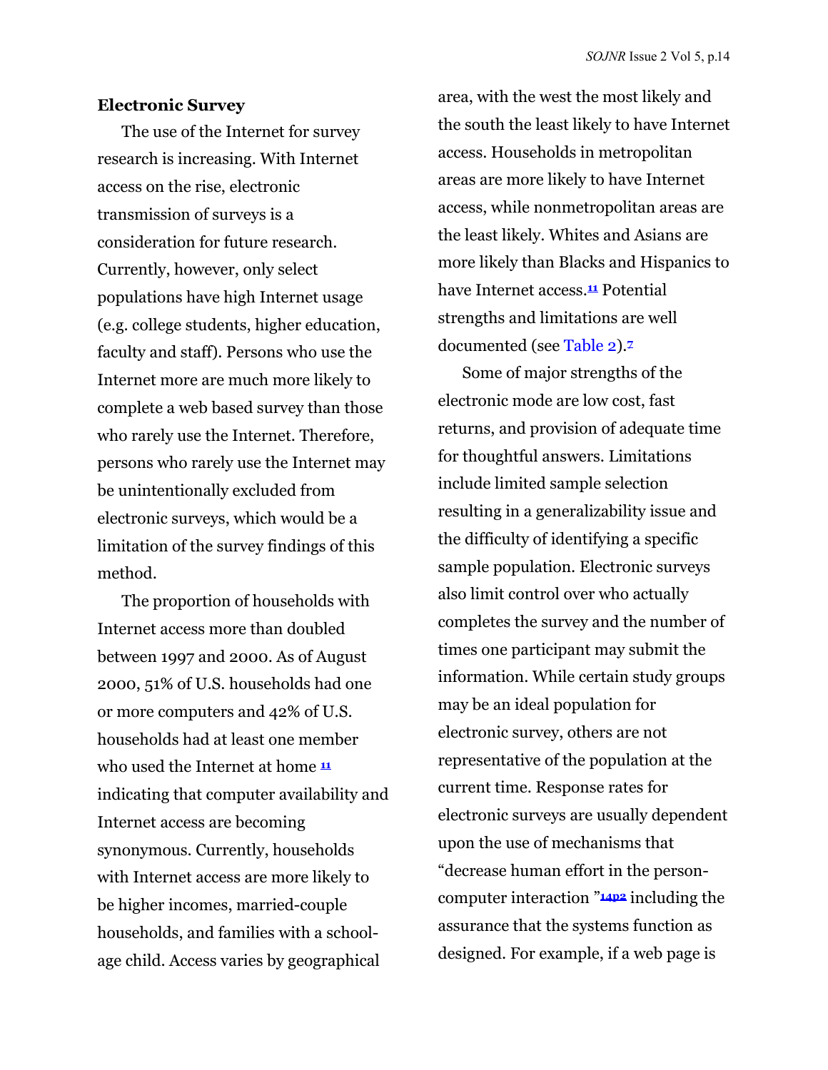### Electronic Survey

The use of the Internet for survey research is increasing. With Internet access on the rise, electronic transmission of surveys is a consideration for future research. Currently, however, only select populations have high Internet usage (e.g. college students, higher education, faculty and staff). Persons who use the Internet more are much more likely to complete a web based survey than those who rarely use the Internet. Therefore, persons who rarely use the Internet may be unintentionally excluded from electronic surveys, which would be a limitation of the survey findings of this method.

The proportion of households with Internet access more than doubled between 1997 and 2000. As of August 2000, 51% of U.S. households had one or more computers and 42% of U.S. households had at least one member who used the Internet at home [11] indicating that computer availability and Internet access are becoming synonymous. Currently, households with Internet access are more likely to be higher incomes, married-couple households, and families with a school-age child. Access varies by geographical area, with the west the most likely and the south the least likely to have Internet access. Households in metropolitan areas are more likely to have Internet access, while nonmetropolitan areas are the least likely. Whites and Asians are more likely than Blacks and Hispanics to have Internet access.[11] Potential strengths and limitations are well documented (see Table 2).[7]

Some of major strengths of the electronic mode are low cost, fast returns, and provision of adequate time for thoughtful answers. Limitations include limited sample selection resulting in a generalizability issue and the difficulty of identifying a specific sample population. Electronic surveys also limit control over who actually completes the survey and the number of times one participant may submit the information. While certain study groups may be an ideal population for electronic survey, others are not representative of the population at the current time. Response rates for electronic surveys are usually dependent upon the use of mechanisms that "decrease human effort in the person-computer interaction "[14p2] including the assurance that the systems function as designed. For example, if a web page is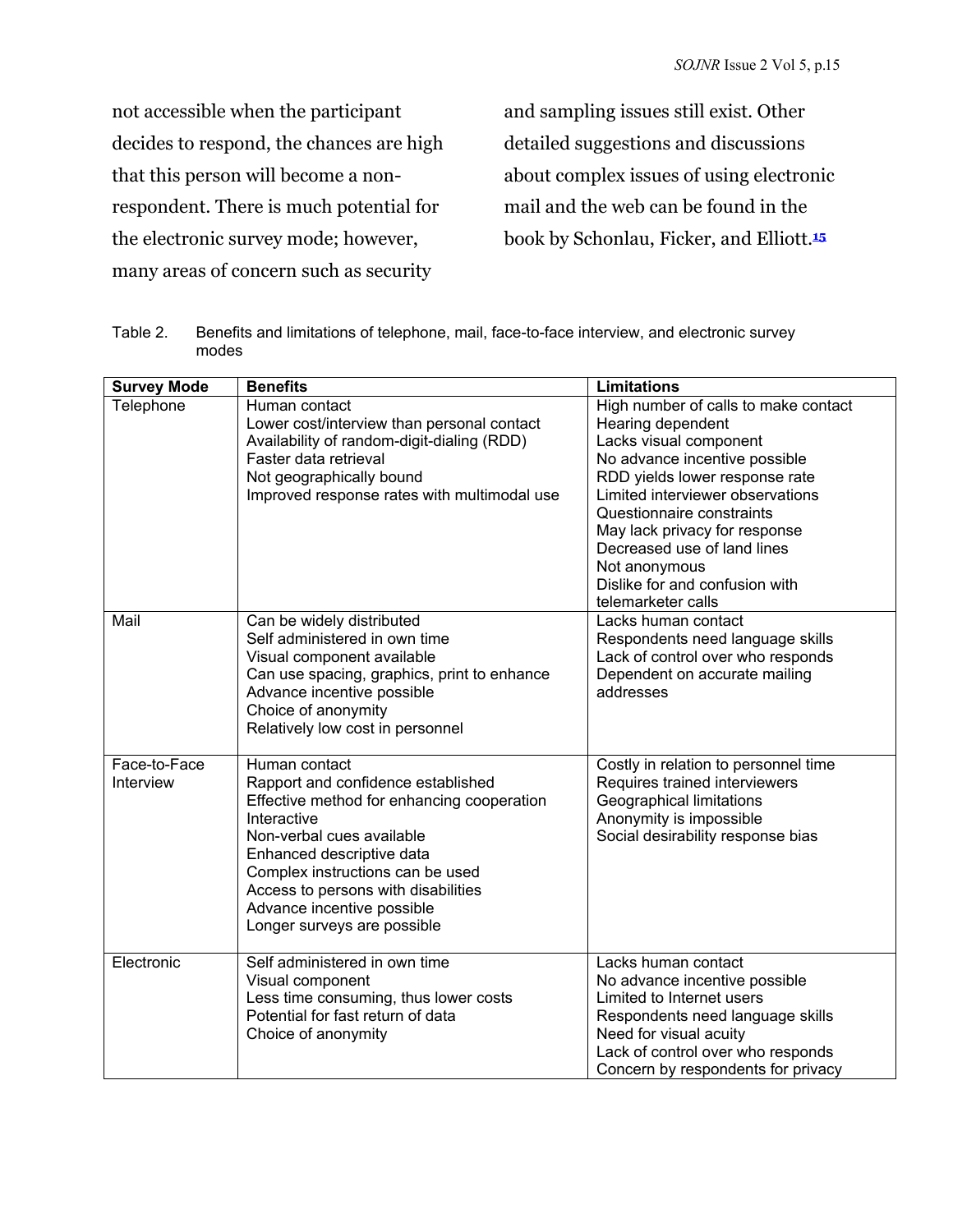not accessible when the participant decides to respond, the chances are high that this person will become a non-respondent. There is much potential for the electronic survey mode; however, many areas of concern such as security and sampling issues still exist. Other detailed suggestions and discussions about complex issues of using electronic mail and the web can be found in the book by Schonlau, Ficker, and Elliott.[15]

Table 2. Benefits and limitations of telephone, mail, face-to-face interview, and electronic survey modes

| Survey Mode | Benefits | Limitations |
|---|---|---|
| Telephone | Human contact<br>Lower cost/interview than personal contact<br>Availability of random-digit-dialing (RDD)<br>Faster data retrieval<br>Not geographically bound<br>Improved response rates with multimodal use | High number of calls to make contact<br>Hearing dependent<br>Lacks visual component<br>No advance incentive possible<br>RDD yields lower response rate<br>Limited interviewer observations<br>Questionnaire constraints<br>May lack privacy for response<br>Decreased use of land lines<br>Not anonymous<br>Dislike for and confusion with telemarketer calls |
| Mail | Can be widely distributed<br>Self administered in own time<br>Visual component available<br>Can use spacing, graphics, print to enhance<br>Advance incentive possible<br>Choice of anonymity<br>Relatively low cost in personnel | Lacks human contact<br>Respondents need language skills<br>Lack of control over who responds<br>Dependent on accurate mailing addresses |
| Face-to-Face Interview | Human contact<br>Rapport and confidence established<br>Effective method for enhancing cooperation<br>Interactive<br>Non-verbal cues available<br>Enhanced descriptive data<br>Complex instructions can be used<br>Access to persons with disabilities<br>Advance incentive possible<br>Longer surveys are possible | Costly in relation to personnel time<br>Requires trained interviewers<br>Geographical limitations<br>Anonymity is impossible<br>Social desirability response bias |
| Electronic | Self administered in own time<br>Visual component<br>Less time consuming, thus lower costs<br>Potential for fast return of data<br>Choice of anonymity | Lacks human contact<br>No advance incentive possible<br>Limited to Internet users<br>Respondents need language skills<br>Need for visual acuity<br>Lack of control over who responds<br>Concern by respondents for privacy |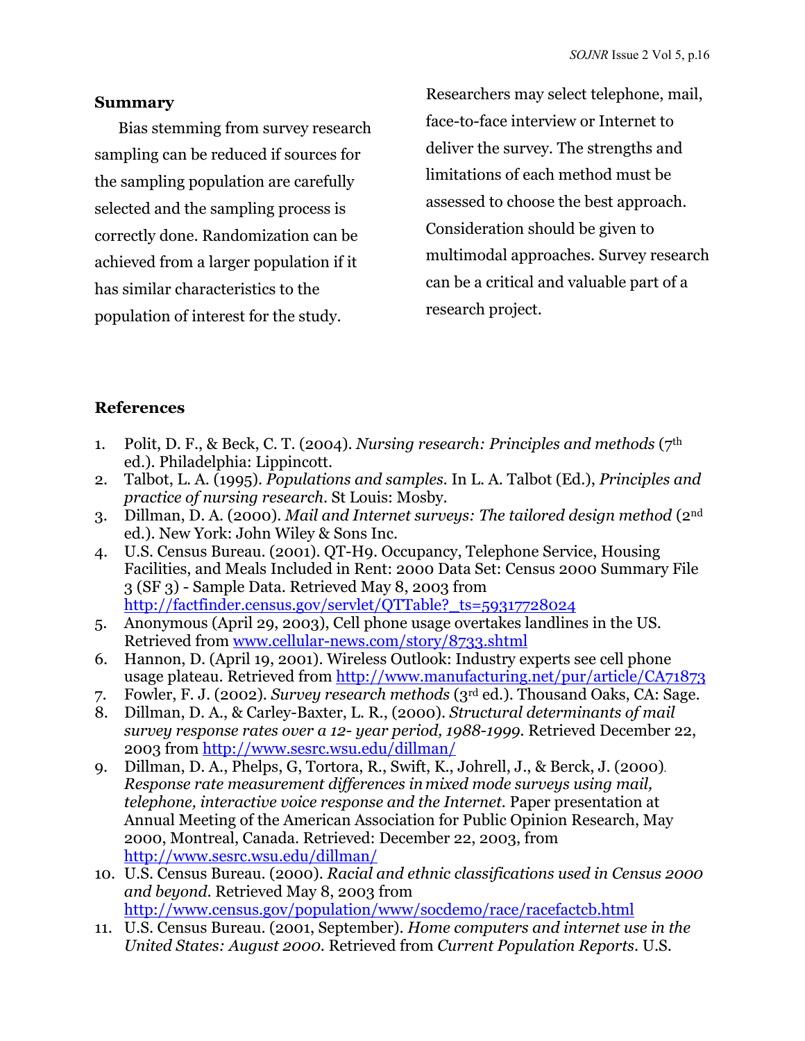## Summary

Bias stemming from survey research sampling can be reduced if sources for the sampling population are carefully selected and the sampling process is correctly done. Randomization can be achieved from a larger population if it has similar characteristics to the population of interest for the study. Researchers may select telephone, mail, face-to-face interview or Internet to deliver the survey. The strengths and limitations of each method must be assessed to choose the best approach. Consideration should be given to multimodal approaches. Survey research can be a critical and valuable part of a research project.

## References

1. Polit, D. F., & Beck, C. T. (2004). *Nursing research: Principles and methods* (7th ed.). Philadelphia: Lippincott.
2. Talbot, L. A. (1995). *Populations and samples*. In L. A. Talbot (Ed.), *Principles and practice of nursing research*. St Louis: Mosby.
3. Dillman, D. A. (2000). *Mail and Internet surveys: The tailored design method* (2nd ed.). New York: John Wiley & Sons Inc.
4. U.S. Census Bureau. (2001). QT-H9. Occupancy, Telephone Service, Housing Facilities, and Meals Included in Rent: 2000 Data Set: Census 2000 Summary File 3 (SF 3) - Sample Data. Retrieved May 8, 2003 from http://factfinder.census.gov/servlet/QTTable?_ts=59317728024
5. Anonymous (April 29, 2003), Cell phone usage overtakes landlines in the US. Retrieved from www.cellular-news.com/story/8733.shtml
6. Hannon, D. (April 19, 2001). Wireless Outlook: Industry experts see cell phone usage plateau. Retrieved from http://www.manufacturing.net/pur/article/CA71873
7. Fowler, F. J. (2002). *Survey research methods* (3rd ed.). Thousand Oaks, CA: Sage.
8. Dillman, D. A., & Carley-Baxter, L. R., (2000). *Structural determinants of mail survey response rates over a 12- year period, 1988-1999*. Retrieved December 22, 2003 from http://www.sesrc.wsu.edu/dillman/
9. Dillman, D. A., Phelps, G, Tortora, R., Swift, K., Johrell, J., & Berck, J. (2000). *Response rate measurement differences in mixed mode surveys using mail, telephone, interactive voice response and the Internet.* Paper presentation at Annual Meeting of the American Association for Public Opinion Research, May 2000, Montreal, Canada. Retrieved: December 22, 2003, from http://www.sesrc.wsu.edu/dillman/
10. U.S. Census Bureau. (2000). *Racial and ethnic classifications used in Census 2000 and beyond*. Retrieved May 8, 2003 from http://www.census.gov/population/www/socdemo/race/racefactcb.html
11. U.S. Census Bureau. (2001, September). *Home computers and internet use in the United States: August 2000*. Retrieved from *Current Population Reports*. U.S.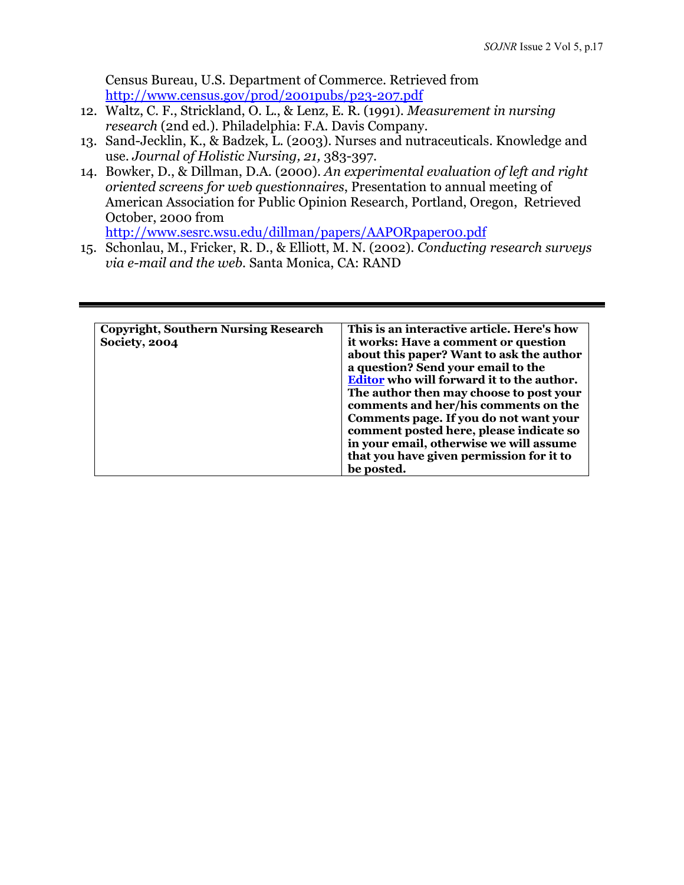Census Bureau, U.S. Department of Commerce. Retrieved from http://www.census.gov/prod/2001pubs/p23-207.pdf

12. Waltz, C. F., Strickland, O. L., & Lenz, E. R. (1991). *Measurement in nursing research* (2nd ed.). Philadelphia: F.A. Davis Company.
13. Sand-Jecklin, K., & Badzek, L. (2003). Nurses and nutraceuticals. Knowledge and use. *Journal of Holistic Nursing, 21,* 383-397.
14. Bowker, D., & Dillman, D.A. (2000). *An experimental evaluation of left and right oriented screens for web questionnaires*, Presentation to annual meeting of American Association for Public Opinion Research, Portland, Oregon, Retrieved October, 2000 from http://www.sesrc.wsu.edu/dillman/papers/AAPORpaper00.pdf
15. Schonlau, M., Fricker, R. D., & Elliott, M. N. (2002). *Conducting research surveys via e-mail and the web*. Santa Monica, CA: RAND

---

| | |
|---|---|
| **Copyright, Southern Nursing Research Society, 2004** | **This is an interactive article. Here's how it works: Have a comment or question about this paper? Want to ask the author a question? Send your email to the Editor who will forward it to the author. The author then may choose to post your comments and her/his comments on the Comments page. If you do not want your comment posted here, please indicate so in your email, otherwise we will assume that you have given permission for it to be posted.** |